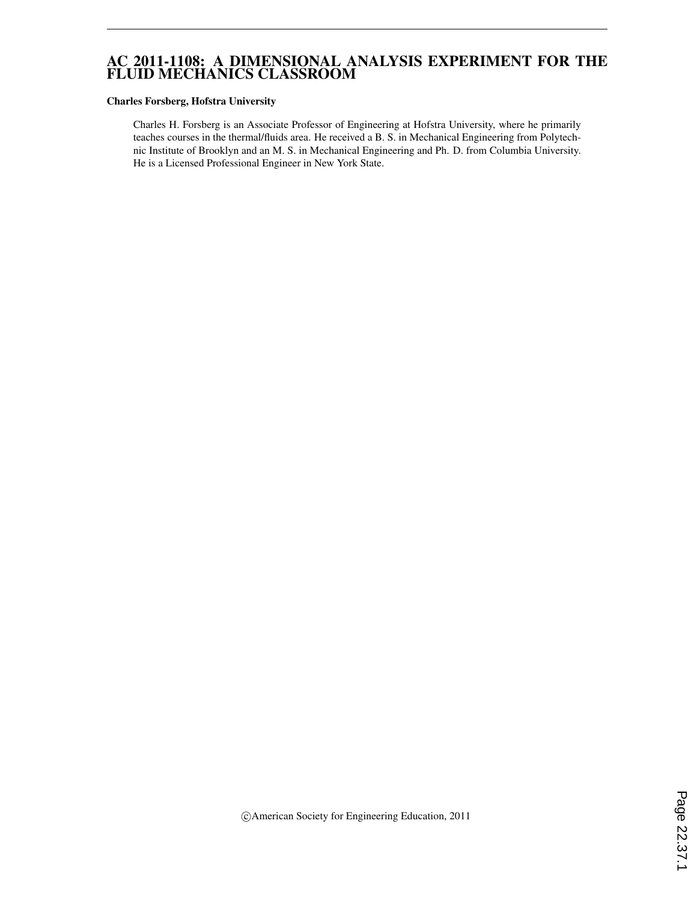# AC 2011-1108: A DIMENSIONAL ANALYSIS EXPERIMENT FOR THE FLUID MECHANICS CLASSROOM

**Charles Forsberg, Hofstra University**

Charles H. Forsberg is an Associate Professor of Engineering at Hofstra University, where he primarily teaches courses in the thermal/fluids area. He received a B. S. in Mechanical Engineering from Polytechnic Institute of Brooklyn and an M. S. in Mechanical Engineering and Ph. D. from Columbia University. He is a Licensed Professional Engineer in New York State.

©American Society for Engineering Education, 2011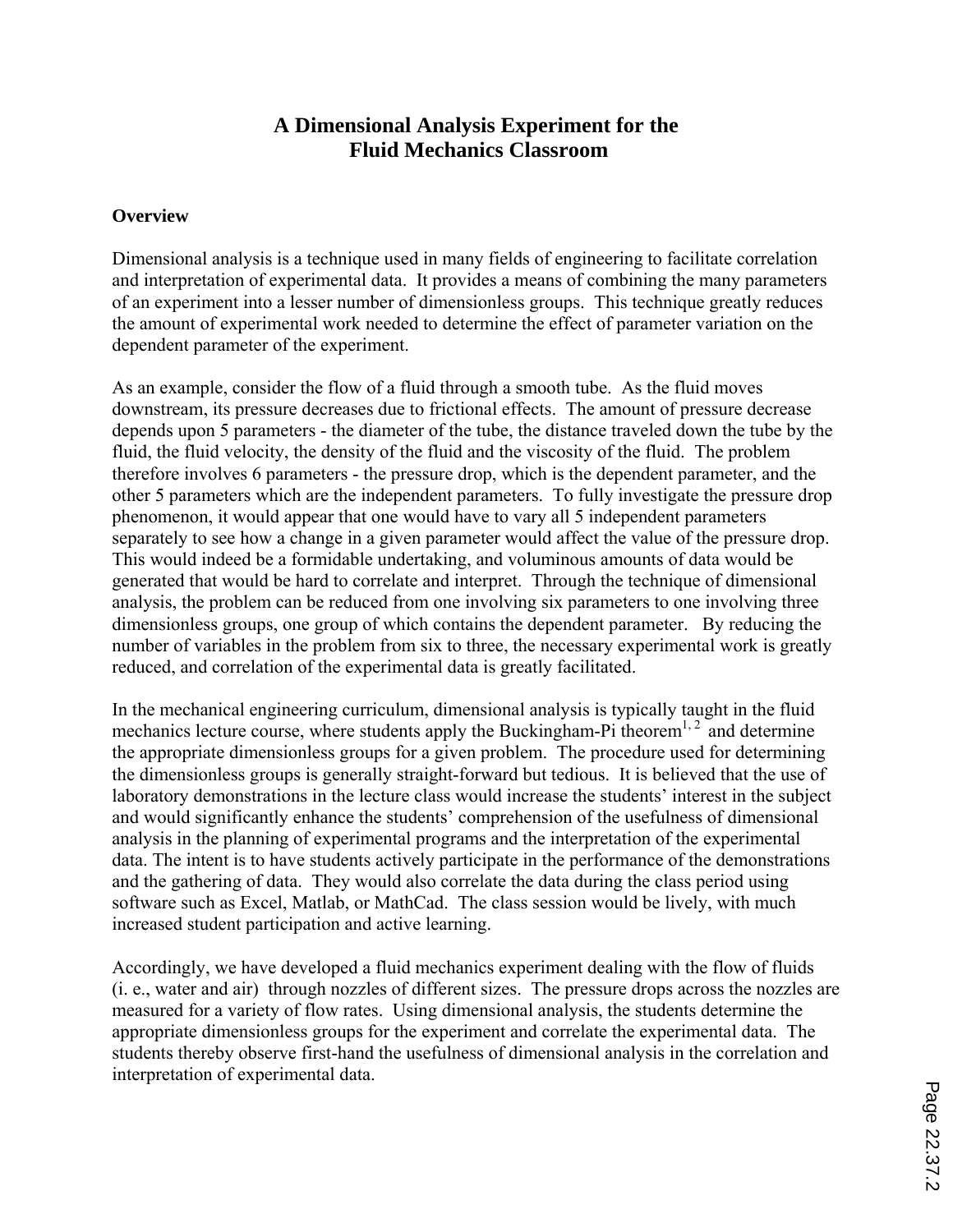# A Dimensional Analysis Experiment for the Fluid Mechanics Classroom

## Overview

Dimensional analysis is a technique used in many fields of engineering to facilitate correlation and interpretation of experimental data. It provides a means of combining the many parameters of an experiment into a lesser number of dimensionless groups. This technique greatly reduces the amount of experimental work needed to determine the effect of parameter variation on the dependent parameter of the experiment.

As an example, consider the flow of a fluid through a smooth tube. As the fluid moves downstream, its pressure decreases due to frictional effects. The amount of pressure decrease depends upon 5 parameters - the diameter of the tube, the distance traveled down the tube by the fluid, the fluid velocity, the density of the fluid and the viscosity of the fluid. The problem therefore involves 6 parameters - the pressure drop, which is the dependent parameter, and the other 5 parameters which are the independent parameters. To fully investigate the pressure drop phenomenon, it would appear that one would have to vary all 5 independent parameters separately to see how a change in a given parameter would affect the value of the pressure drop. This would indeed be a formidable undertaking, and voluminous amounts of data would be generated that would be hard to correlate and interpret. Through the technique of dimensional analysis, the problem can be reduced from one involving six parameters to one involving three dimensionless groups, one group of which contains the dependent parameter. By reducing the number of variables in the problem from six to three, the necessary experimental work is greatly reduced, and correlation of the experimental data is greatly facilitated.

In the mechanical engineering curriculum, dimensional analysis is typically taught in the fluid mechanics lecture course, where students apply the Buckingham-Pi theorem[1, 2] and determine the appropriate dimensionless groups for a given problem. The procedure used for determining the dimensionless groups is generally straight-forward but tedious. It is believed that the use of laboratory demonstrations in the lecture class would increase the students' interest in the subject and would significantly enhance the students' comprehension of the usefulness of dimensional analysis in the planning of experimental programs and the interpretation of the experimental data. The intent is to have students actively participate in the performance of the demonstrations and the gathering of data. They would also correlate the data during the class period using software such as Excel, Matlab, or MathCad. The class session would be lively, with much increased student participation and active learning.

Accordingly, we have developed a fluid mechanics experiment dealing with the flow of fluids (i. e., water and air) through nozzles of different sizes. The pressure drops across the nozzles are measured for a variety of flow rates. Using dimensional analysis, the students determine the appropriate dimensionless groups for the experiment and correlate the experimental data. The students thereby observe first-hand the usefulness of dimensional analysis in the correlation and interpretation of experimental data.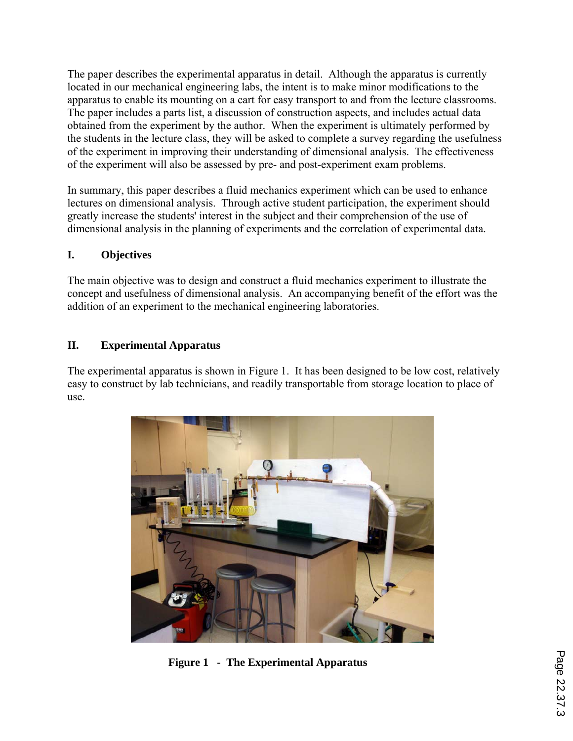The paper describes the experimental apparatus in detail. Although the apparatus is currently located in our mechanical engineering labs, the intent is to make minor modifications to the apparatus to enable its mounting on a cart for easy transport to and from the lecture classrooms. The paper includes a parts list, a discussion of construction aspects, and includes actual data obtained from the experiment by the author. When the experiment is ultimately performed by the students in the lecture class, they will be asked to complete a survey regarding the usefulness of the experiment in improving their understanding of dimensional analysis. The effectiveness of the experiment will also be assessed by pre- and post-experiment exam problems.

In summary, this paper describes a fluid mechanics experiment which can be used to enhance lectures on dimensional analysis. Through active student participation, the experiment should greatly increase the students' interest in the subject and their comprehension of the use of dimensional analysis in the planning of experiments and the correlation of experimental data.

## I. Objectives

The main objective was to design and construct a fluid mechanics experiment to illustrate the concept and usefulness of dimensional analysis. An accompanying benefit of the effort was the addition of an experiment to the mechanical engineering laboratories.

## II. Experimental Apparatus

The experimental apparatus is shown in Figure 1. It has been designed to be low cost, relatively easy to construct by lab technicians, and readily transportable from storage location to place of use.

**Figure 1 - The Experimental Apparatus**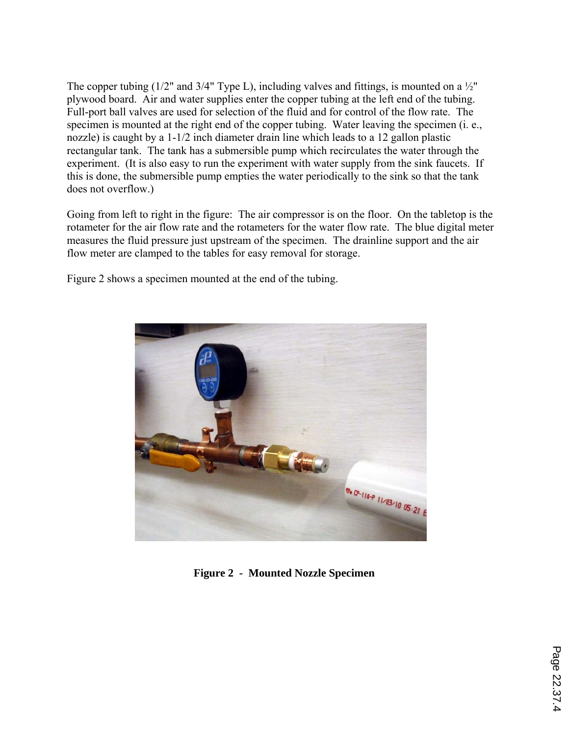The copper tubing (1/2" and 3/4" Type L), including valves and fittings, is mounted on a ½" plywood board. Air and water supplies enter the copper tubing at the left end of the tubing. Full-port ball valves are used for selection of the fluid and for control of the flow rate. The specimen is mounted at the right end of the copper tubing. Water leaving the specimen (i. e., nozzle) is caught by a 1-1/2 inch diameter drain line which leads to a 12 gallon plastic rectangular tank. The tank has a submersible pump which recirculates the water through the experiment. (It is also easy to run the experiment with water supply from the sink faucets. If this is done, the submersible pump empties the water periodically to the sink so that the tank does not overflow.)

Going from left to right in the figure: The air compressor is on the floor. On the tabletop is the rotameter for the air flow rate and the rotameters for the water flow rate. The blue digital meter measures the fluid pressure just upstream of the specimen. The drainline support and the air flow meter are clamped to the tables for easy removal for storage.

Figure 2 shows a specimen mounted at the end of the tubing.

**Figure 2 - Mounted Nozzle Specimen**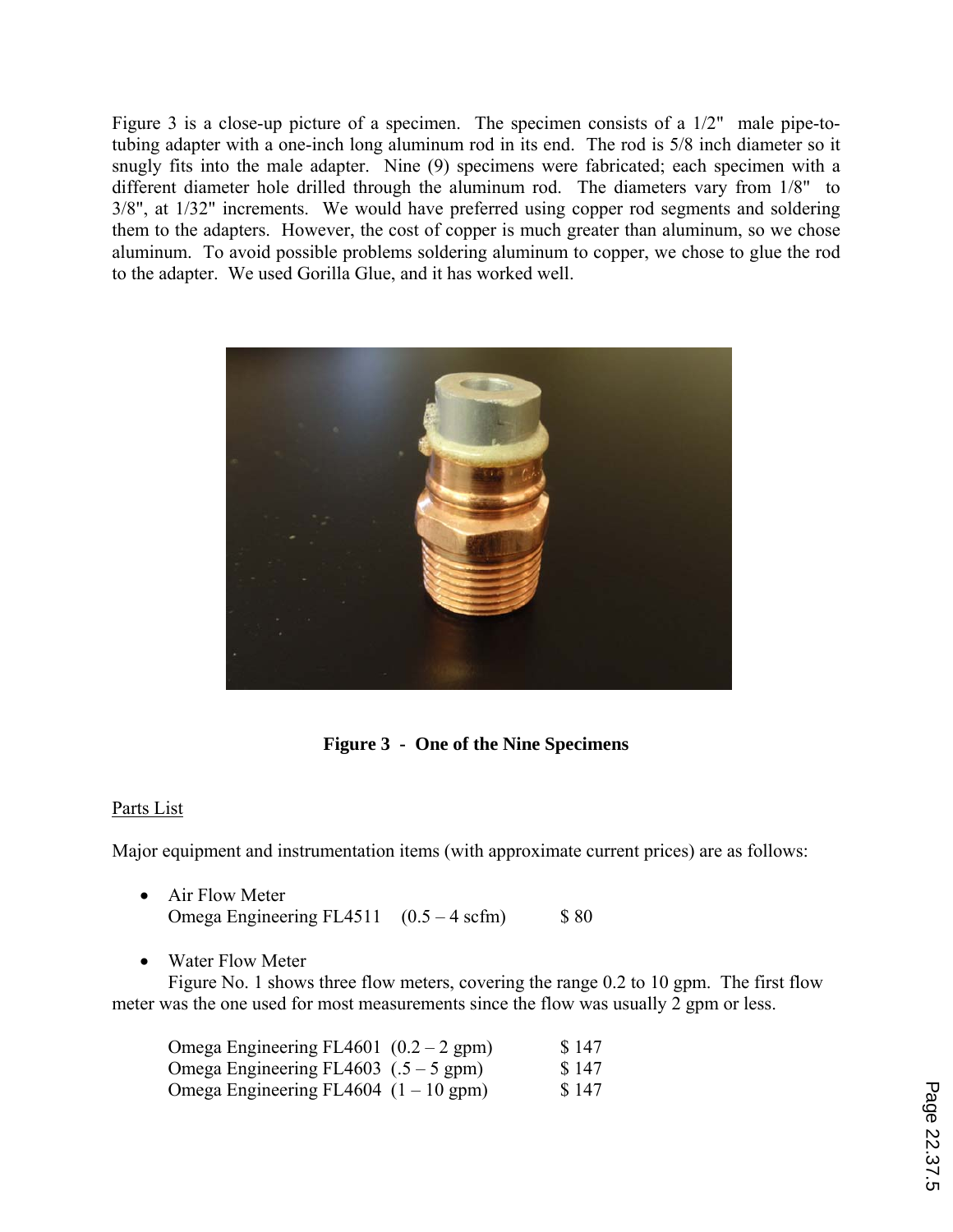Figure 3 is a close-up picture of a specimen. The specimen consists of a 1/2" male pipe-to-tubing adapter with a one-inch long aluminum rod in its end. The rod is 5/8 inch diameter so it snugly fits into the male adapter. Nine (9) specimens were fabricated; each specimen with a different diameter hole drilled through the aluminum rod. The diameters vary from 1/8" to 3/8", at 1/32" increments. We would have preferred using copper rod segments and soldering them to the adapters. However, the cost of copper is much greater than aluminum, so we chose aluminum. To avoid possible problems soldering aluminum to copper, we chose to glue the rod to the adapter. We used Gorilla Glue, and it has worked well.

**Figure 3 - One of the Nine Specimens**

<u>Parts List</u>

Major equipment and instrumentation items (with approximate current prices) are as follows:

- Air Flow Meter
  Omega Engineering FL4511 (0.5 – 4 scfm) $ 80

- Water Flow Meter
  Figure No. 1 shows three flow meters, covering the range 0.2 to 10 gpm. The first flow meter was the one used for most measurements since the flow was usually 2 gpm or less.

  Omega Engineering FL4601 (0.2 – 2 gpm) $ 147
  Omega Engineering FL4603 (.5 – 5 gpm) $ 147
  Omega Engineering FL4604 (1 – 10 gpm) $ 147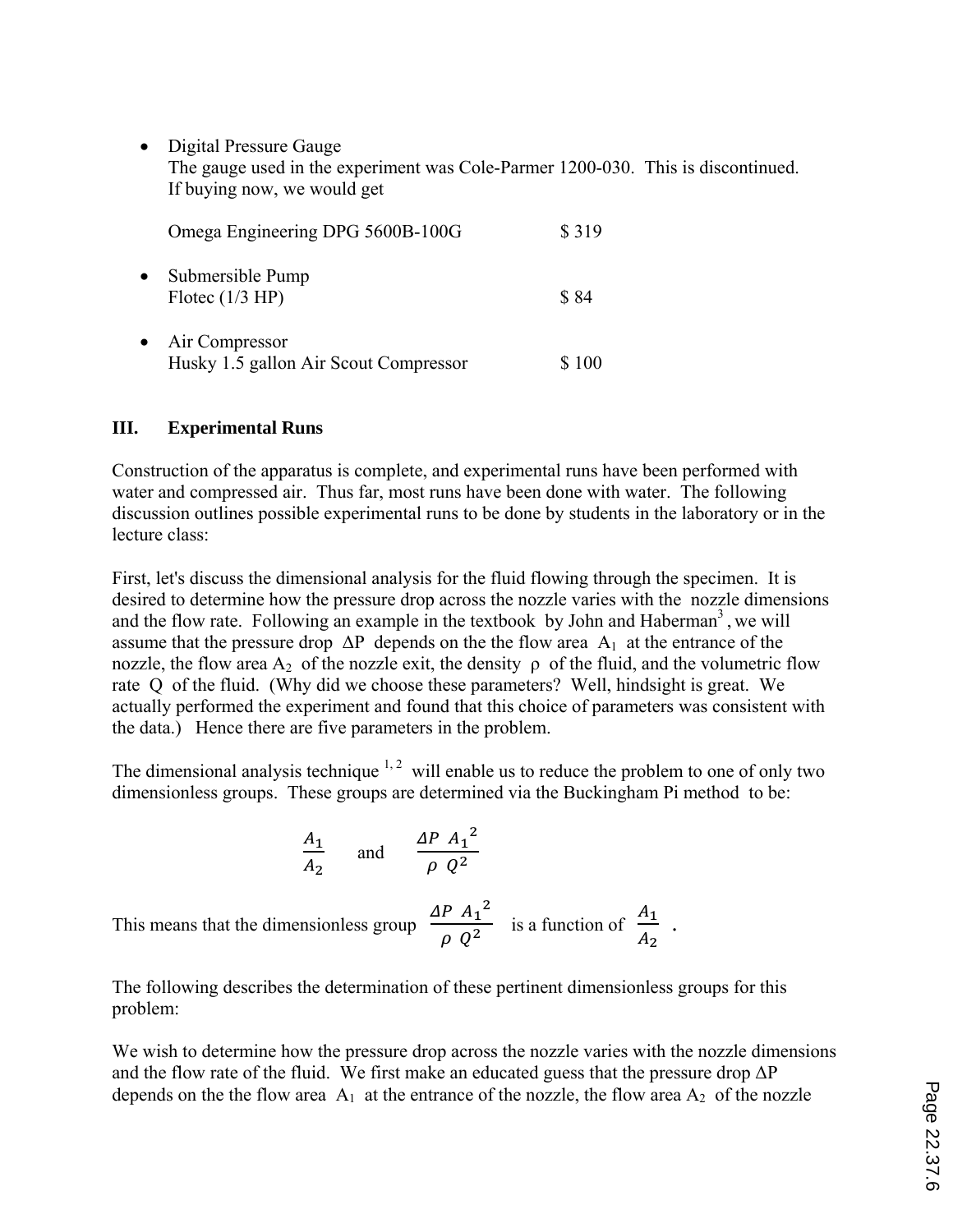- Digital Pressure Gauge
  The gauge used in the experiment was Cole-Parmer 1200-030. This is discontinued. If buying now, we would get

  Omega Engineering DPG 5600B-100G $ 319

- Submersible Pump
  Flotec (1/3 HP) $ 84

- Air Compressor
  Husky 1.5 gallon Air Scout Compressor $ 100

## III. Experimental Runs

Construction of the apparatus is complete, and experimental runs have been performed with water and compressed air. Thus far, most runs have been done with water. The following discussion outlines possible experimental runs to be done by students in the laboratory or in the lecture class:

First, let's discuss the dimensional analysis for the fluid flowing through the specimen. It is desired to determine how the pressure drop across the nozzle varies with the nozzle dimensions and the flow rate. Following an example in the textbook by John and Haberman[3], we will assume that the pressure drop $\Delta P$ depends on the the flow area $A_1$ at the entrance of the nozzle, the flow area $A_2$ of the nozzle exit, the density $\rho$ of the fluid, and the volumetric flow rate $Q$ of the fluid. (Why did we choose these parameters? Well, hindsight is great. We actually performed the experiment and found that this choice of parameters was consistent with the data.) Hence there are five parameters in the problem.

The dimensional analysis technique [1,2] will enable us to reduce the problem to one of only two dimensionless groups. These groups are determined via the Buckingham Pi method to be:

$$\frac{A_1}{A_2} \quad \text{and} \quad \frac{\Delta P \; {A_1}^2}{\rho \; Q^2}$$

This means that the dimensionless group $\frac{\Delta P \; {A_1}^2}{\rho \; Q^2}$ is a function of $\frac{A_1}{A_2}$ .

The following describes the determination of these pertinent dimensionless groups for this problem:

We wish to determine how the pressure drop across the nozzle varies with the nozzle dimensions and the flow rate of the fluid. We first make an educated guess that the pressure drop $\Delta P$ depends on the the flow area $A_1$ at the entrance of the nozzle, the flow area $A_2$ of the nozzle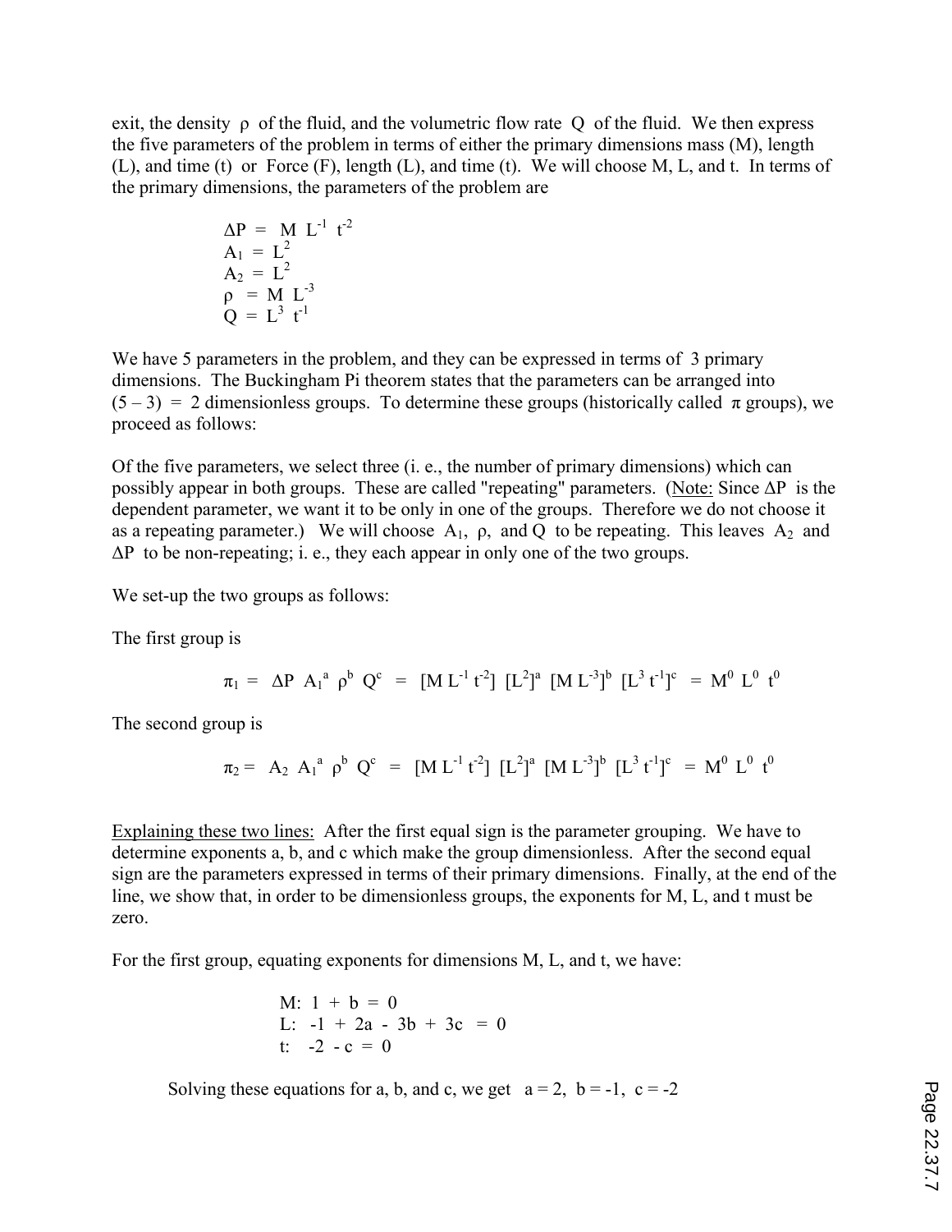exit, the density $\rho$ of the fluid, and the volumetric flow rate $Q$ of the fluid. We then express the five parameters of the problem in terms of either the primary dimensions mass (M), length (L), and time (t) or Force (F), length (L), and time (t). We will choose M, L, and t. In terms of the primary dimensions, the parameters of the problem are

$$
\begin{aligned}
\Delta P &= M\ L^{-1}\ t^{-2} \\
A_1 &= L^2 \\
A_2 &= L^2 \\
\rho &= M\ L^{-3} \\
Q &= L^3\ t^{-1}
\end{aligned}
$$

We have 5 parameters in the problem, and they can be expressed in terms of 3 primary dimensions. The Buckingham Pi theorem states that the parameters can be arranged into $(5 - 3) = 2$ dimensionless groups. To determine these groups (historically called $\pi$ groups), we proceed as follows:

Of the five parameters, we select three (i. e., the number of primary dimensions) which can possibly appear in both groups. These are called "repeating" parameters. (Note: Since $\Delta P$ is the dependent parameter, we want it to be only in one of the groups. Therefore we do not choose it as a repeating parameter.) We will choose $A_1$, $\rho$, and $Q$ to be repeating. This leaves $A_2$ and $\Delta P$ to be non-repeating; i. e., they each appear in only one of the two groups.

We set-up the two groups as follows:

The first group is

$$\pi_1 = \Delta P\ A_1^a\ \rho^b\ Q^c = [M\,L^{-1}\,t^{-2}]\ [L^2]^a\ [M\,L^{-3}]^b\ [L^3\,t^{-1}]^c = M^0\ L^0\ t^0$$

The second group is

$$\pi_2 = A_2\ A_1^a\ \rho^b\ Q^c = [M\,L^{-1}\,t^{-2}]\ [L^2]^a\ [M\,L^{-3}]^b\ [L^3\,t^{-1}]^c = M^0\ L^0\ t^0$$

Explaining these two lines: After the first equal sign is the parameter grouping. We have to determine exponents a, b, and c which make the group dimensionless. After the second equal sign are the parameters expressed in terms of their primary dimensions. Finally, at the end of the line, we show that, in order to be dimensionless groups, the exponents for M, L, and t must be zero.

For the first group, equating exponents for dimensions M, L, and t, we have:

$$
\begin{aligned}
&M:\ 1 + b = 0 \\
&L:\ -1 + 2a - 3b + 3c = 0 \\
&t:\ -2 - c = 0
\end{aligned}
$$

Solving these equations for a, b, and c, we get $a = 2$, $b = -1$, $c = -2$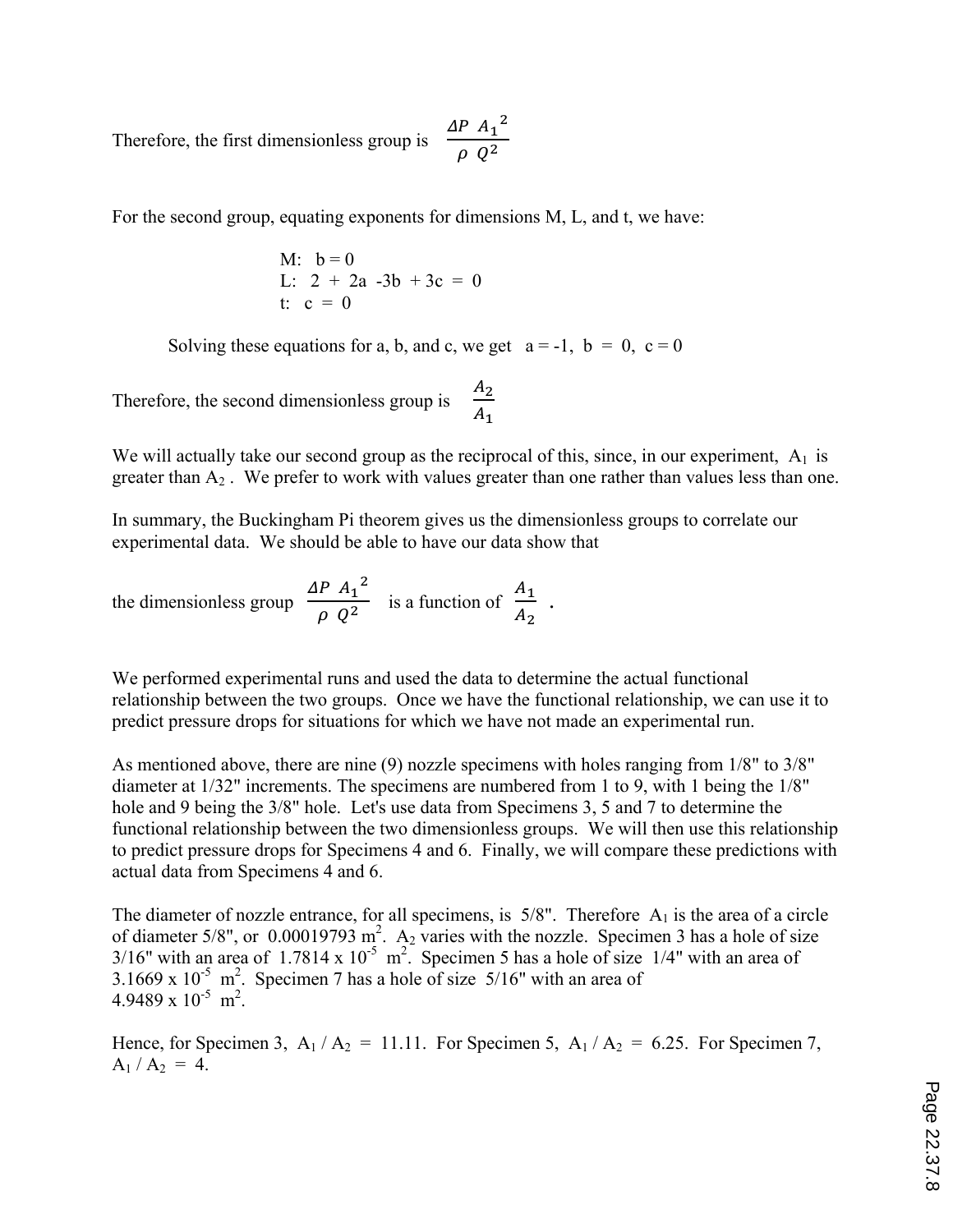Therefore, the first dimensionless group is $\dfrac{\Delta P \ {A_1}^2}{\rho \ Q^2}$

For the second group, equating exponents for dimensions M, L, and t, we have:

M: $b = 0$
L: $2 + 2a - 3b + 3c = 0$
t: $c = 0$

Solving these equations for a, b, and c, we get $a = -1$, $b = 0$, $c = 0$

Therefore, the second dimensionless group is $\dfrac{A_2}{A_1}$

We will actually take our second group as the reciprocal of this, since, in our experiment, $A_1$ is greater than $A_2$. We prefer to work with values greater than one rather than values less than one.

In summary, the Buckingham Pi theorem gives us the dimensionless groups to correlate our experimental data. We should be able to have our data show that

the dimensionless group $\dfrac{\Delta P \ {A_1}^2}{\rho \ Q^2}$ is a function of $\dfrac{A_1}{A_2}$ .

We performed experimental runs and used the data to determine the actual functional relationship between the two groups. Once we have the functional relationship, we can use it to predict pressure drops for situations for which we have not made an experimental run.

As mentioned above, there are nine (9) nozzle specimens with holes ranging from 1/8" to 3/8" diameter at 1/32" increments. The specimens are numbered from 1 to 9, with 1 being the 1/8" hole and 9 being the 3/8" hole. Let's use data from Specimens 3, 5 and 7 to determine the functional relationship between the two dimensionless groups. We will then use this relationship to predict pressure drops for Specimens 4 and 6. Finally, we will compare these predictions with actual data from Specimens 4 and 6.

The diameter of nozzle entrance, for all specimens, is 5/8". Therefore $A_1$ is the area of a circle of diameter 5/8", or $0.00019793 \text{ m}^2$. $A_2$ varies with the nozzle. Specimen 3 has a hole of size 3/16" with an area of $1.7814 \times 10^{-5} \text{ m}^2$. Specimen 5 has a hole of size 1/4" with an area of $3.1669 \times 10^{-5} \text{ m}^2$. Specimen 7 has a hole of size 5/16" with an area of $4.9489 \times 10^{-5} \text{ m}^2$.

Hence, for Specimen 3, $A_1 / A_2 = 11.11$. For Specimen 5, $A_1 / A_2 = 6.25$. For Specimen 7, $A_1 / A_2 = 4$.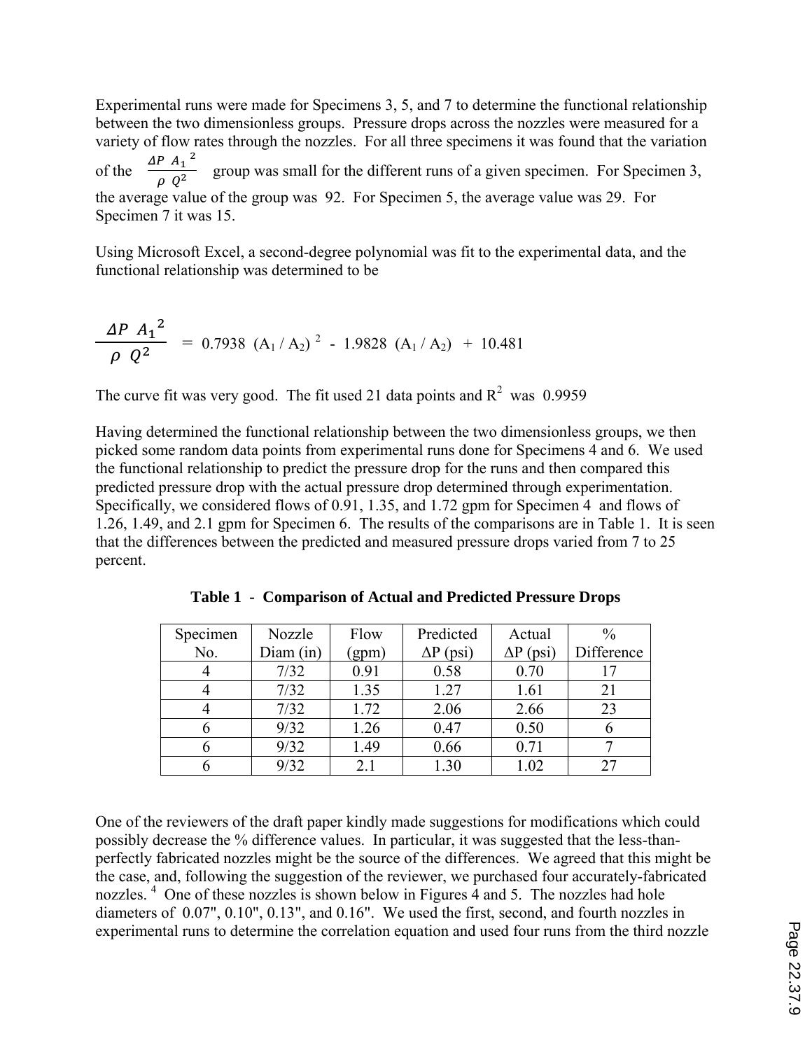Experimental runs were made for Specimens 3, 5, and 7 to determine the functional relationship between the two dimensionless groups. Pressure drops across the nozzles were measured for a variety of flow rates through the nozzles. For all three specimens it was found that the variation of the $\frac{\Delta P \ {A_1}^2}{\rho \ Q^2}$ group was small for the different runs of a given specimen. For Specimen 3, the average value of the group was 92. For Specimen 5, the average value was 29. For Specimen 7 it was 15.

Using Microsoft Excel, a second-degree polynomial was fit to the experimental data, and the functional relationship was determined to be

$$\frac{\Delta P \ {A_1}^2}{\rho \ Q^2} = 0.7938 \ (A_1 / A_2)^2 - 1.9828 \ (A_1 / A_2) + 10.481$$

The curve fit was very good. The fit used 21 data points and $R^2$ was 0.9959

Having determined the functional relationship between the two dimensionless groups, we then picked some random data points from experimental runs done for Specimens 4 and 6. We used the functional relationship to predict the pressure drop for the runs and then compared this predicted pressure drop with the actual pressure drop determined through experimentation. Specifically, we considered flows of 0.91, 1.35, and 1.72 gpm for Specimen 4 and flows of 1.26, 1.49, and 2.1 gpm for Specimen 6. The results of the comparisons are in Table 1. It is seen that the differences between the predicted and measured pressure drops varied from 7 to 25 percent.

**Table 1 - Comparison of Actual and Predicted Pressure Drops**

| Specimen No. | Nozzle Diam (in) | Flow (gpm) | Predicted ΔP (psi) | Actual ΔP (psi) | % Difference |
|---|---|---|---|---|---|
| 4 | 7/32 | 0.91 | 0.58 | 0.70 | 17 |
| 4 | 7/32 | 1.35 | 1.27 | 1.61 | 21 |
| 4 | 7/32 | 1.72 | 2.06 | 2.66 | 23 |
| 6 | 9/32 | 1.26 | 0.47 | 0.50 | 6 |
| 6 | 9/32 | 1.49 | 0.66 | 0.71 | 7 |
| 6 | 9/32 | 2.1 | 1.30 | 1.02 | 27 |

One of the reviewers of the draft paper kindly made suggestions for modifications which could possibly decrease the % difference values. In particular, it was suggested that the less-than-perfectly fabricated nozzles might be the source of the differences. We agreed that this might be the case, and, following the suggestion of the reviewer, we purchased four accurately-fabricated nozzles. [4] One of these nozzles is shown below in Figures 4 and 5. The nozzles had hole diameters of 0.07", 0.10", 0.13", and 0.16". We used the first, second, and fourth nozzles in experimental runs to determine the correlation equation and used four runs from the third nozzle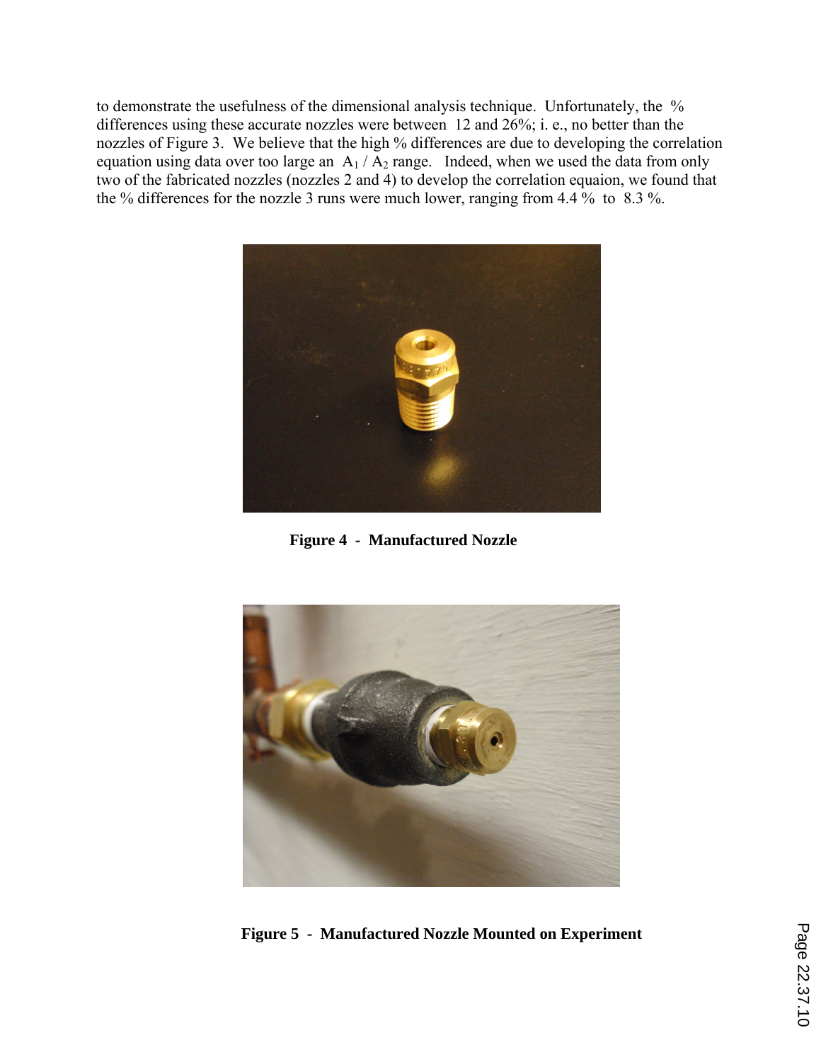to demonstrate the usefulness of the dimensional analysis technique. Unfortunately, the % differences using these accurate nozzles were between 12 and 26%; i. e., no better than the nozzles of Figure 3. We believe that the high % differences are due to developing the correlation equation using data over too large an $A_1 / A_2$ range. Indeed, when we used the data from only two of the fabricated nozzles (nozzles 2 and 4) to develop the correlation equaion, we found that the % differences for the nozzle 3 runs were much lower, ranging from 4.4 % to 8.3 %.

**Figure 4 - Manufactured Nozzle**

**Figure 5 - Manufactured Nozzle Mounted on Experiment**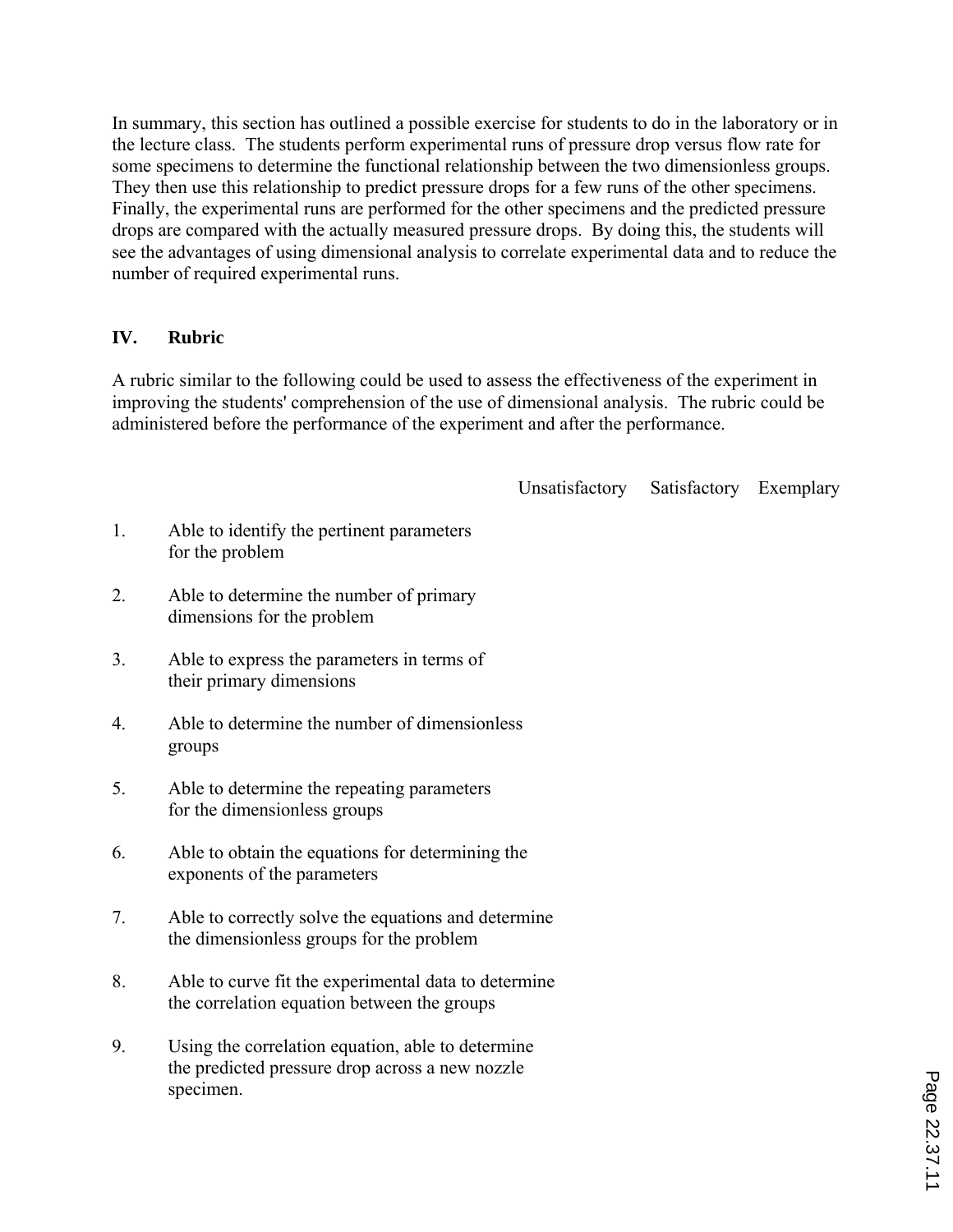In summary, this section has outlined a possible exercise for students to do in the laboratory or in the lecture class. The students perform experimental runs of pressure drop versus flow rate for some specimens to determine the functional relationship between the two dimensionless groups. They then use this relationship to predict pressure drops for a few runs of the other specimens. Finally, the experimental runs are performed for the other specimens and the predicted pressure drops are compared with the actually measured pressure drops. By doing this, the students will see the advantages of using dimensional analysis to correlate experimental data and to reduce the number of required experimental runs.

## IV. Rubric

A rubric similar to the following could be used to assess the effectiveness of the experiment in improving the students' comprehension of the use of dimensional analysis. The rubric could be administered before the performance of the experiment and after the performance.

| | | Unsatisfactory | Satisfactory | Exemplary |
|---|---|---|---|---|
| 1. | Able to identify the pertinent parameters for the problem | | | |
| 2. | Able to determine the number of primary dimensions for the problem | | | |
| 3. | Able to express the parameters in terms of their primary dimensions | | | |
| 4. | Able to determine the number of dimensionless groups | | | |
| 5. | Able to determine the repeating parameters for the dimensionless groups | | | |
| 6. | Able to obtain the equations for determining the exponents of the parameters | | | |
| 7. | Able to correctly solve the equations and determine the dimensionless groups for the problem | | | |
| 8. | Able to curve fit the experimental data to determine the correlation equation between the groups | | | |
| 9. | Using the correlation equation, able to determine the predicted pressure drop across a new nozzle specimen. | | | |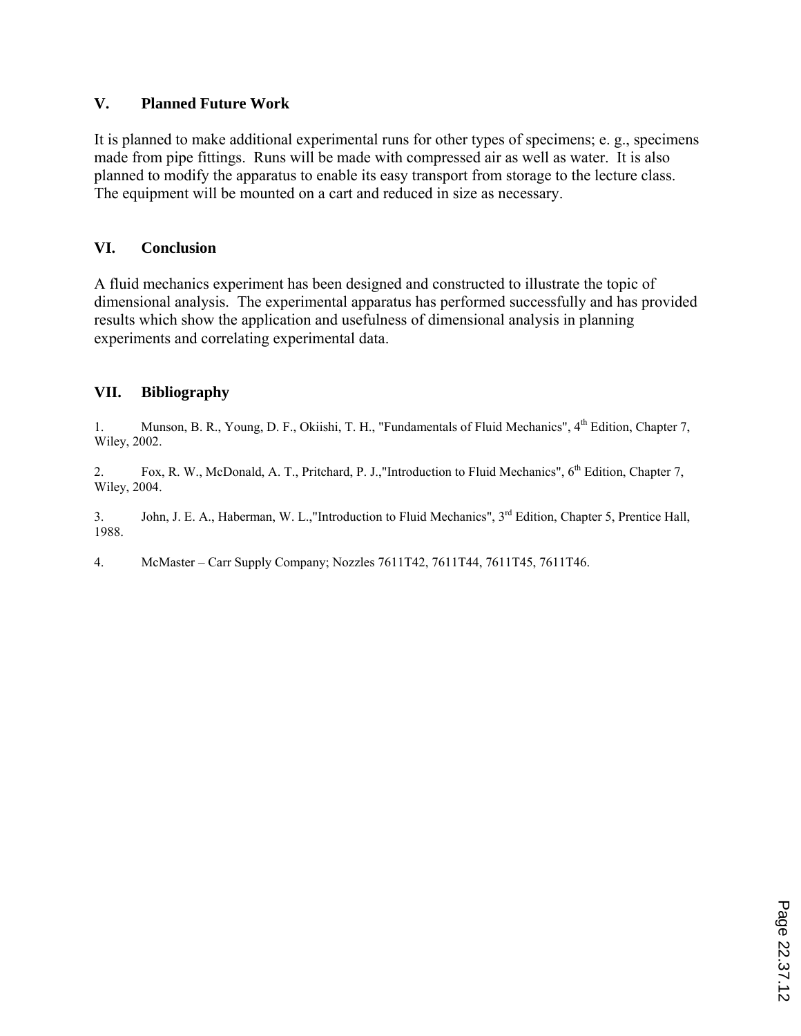## V. Planned Future Work

It is planned to make additional experimental runs for other types of specimens; e. g., specimens made from pipe fittings. Runs will be made with compressed air as well as water. It is also planned to modify the apparatus to enable its easy transport from storage to the lecture class. The equipment will be mounted on a cart and reduced in size as necessary.

## VI. Conclusion

A fluid mechanics experiment has been designed and constructed to illustrate the topic of dimensional analysis. The experimental apparatus has performed successfully and has provided results which show the application and usefulness of dimensional analysis in planning experiments and correlating experimental data.

## VII. Bibliography

1. Munson, B. R., Young, D. F., Okiishi, T. H., "Fundamentals of Fluid Mechanics", 4th Edition, Chapter 7, Wiley, 2002.

2. Fox, R. W., McDonald, A. T., Pritchard, P. J.,"Introduction to Fluid Mechanics", 6th Edition, Chapter 7, Wiley, 2004.

3. John, J. E. A., Haberman, W. L.,"Introduction to Fluid Mechanics", 3rd Edition, Chapter 5, Prentice Hall, 1988.

4. McMaster – Carr Supply Company; Nozzles 7611T42, 7611T44, 7611T45, 7611T46.